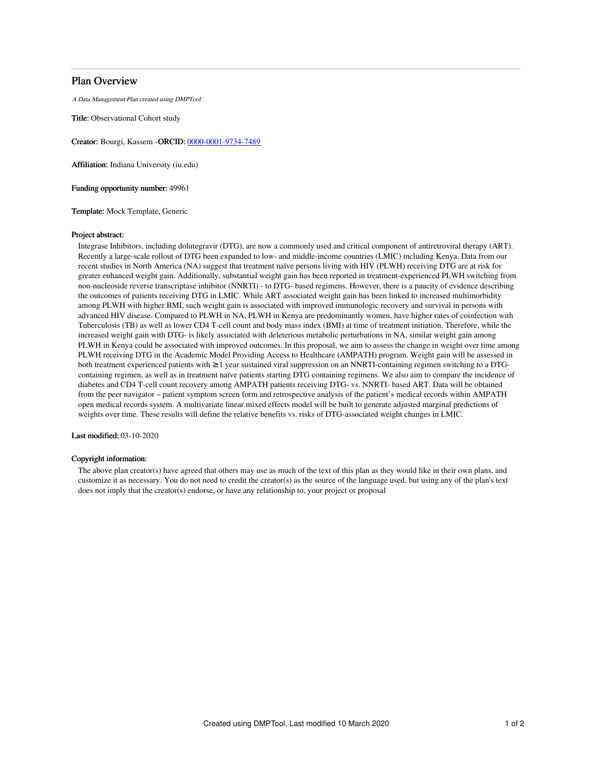# Plan Overview

*A Data Management Plan created using DMPTool*

**Title:** Observational Cohort study

**Creator:** Bourgi, Kassem -**ORCID:** 0000-0001-9734-7489

**Affiliation:** Indiana University (iu.edu)

**Funding opportunity number:** 49961

**Template:** Mock Template, Generic

**Project abstract:**

Integrase Inhibitors, including dolutegravir (DTG), are now a commonly used and critical component of antiretroviral therapy (ART). Recently a large-scale rollout of DTG been expanded to low- and middle-income countries (LMIC) including Kenya. Data from our recent studies in North America (NA) suggest that treatment naïve persons living with HIV (PLWH) receiving DTG are at risk for greater enhanced weight gain. Additionally, substantial weight gain has been reported in treatment-experienced PLWH switching from non-nucleoside reverse transcriptase inhibitor (NNRTI) - to DTG- based regimens. However, there is a paucity of evidence describing the outcomes of patients receiving DTG in LMIC. While ART associated weight gain has been linked to increased multimorbidity among PLWH with higher BMI, such weight gain is associated with improved immunologic recovery and survival in persons with advanced HIV disease. Compared to PLWH in NA, PLWH in Kenya are predominantly women, have higher rates of coinfection with Tuberculosis (TB) as well as lower CD4 T-cell count and body mass index (BMI) at time of treatment initiation. Therefore, while the increased weight gain with DTG- is likely associated with deleterious metabolic perturbations in NA, similar weight gain among PLWH in Kenya could be associated with improved outcomes. In this proposal, we aim to assess the change in weight over time among PLWH receiving DTG in the Academic Model Providing Access to Healthcare (AMPATH) program. Weight gain will be assessed in both treatment experienced patients with ≥1 year sustained viral suppression on an NNRTI-containing regimen switching to a DTG-containing regimen, as well as in treatment naïve patients starting DTG containing regimens. We also aim to compare the incidence of diabetes and CD4 T-cell count recovery among AMPATH patients receiving DTG- vs. NNRTI- based ART. Data will be obtained from the peer navigator – patient symptom screen form and retrospective analysis of the patient's medical records within AMPATH open medical records system. A multivariate linear mixed effects model will be built to generate adjusted marginal predictions of weights over time. These results will define the relative benefits vs. risks of DTG-associated weight changes in LMIC.

**Last modified:** 03-10-2020

**Copyright information:**

The above plan creator(s) have agreed that others may use as much of the text of this plan as they would like in their own plans, and customize it as necessary. You do not need to credit the creator(s) as the source of the language used, but using any of the plan's text does not imply that the creator(s) endorse, or have any relationship to, your project or proposal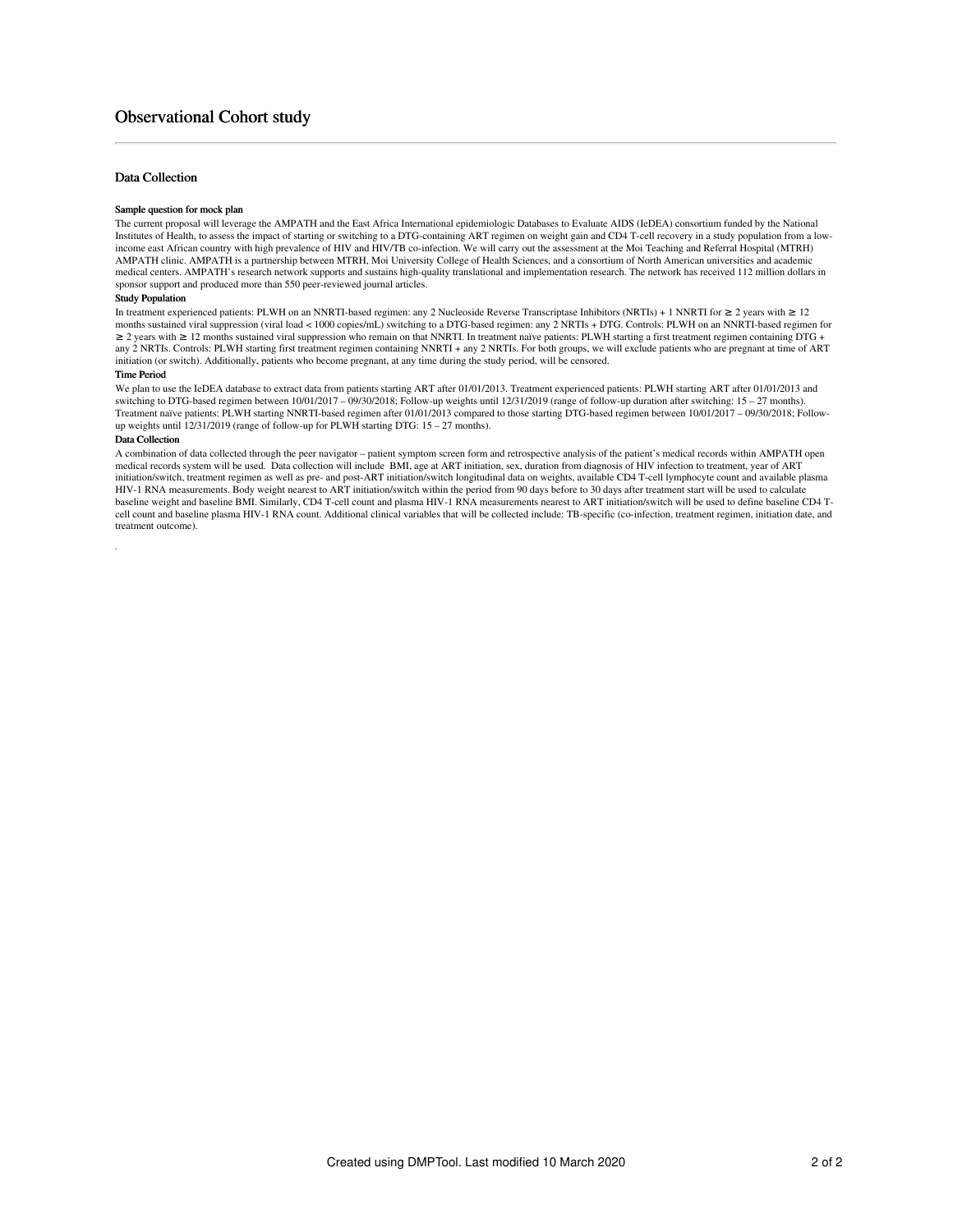# Observational Cohort study

## Data Collection

#### Sample question for mock plan

The current proposal will leverage the AMPATH and the East Africa International epidemiologic Databases to Evaluate AIDS (IeDEA) consortium funded by the National Institutes of Health, to assess the impact of starting or switching to a DTG-containing ART regimen on weight gain and CD4 T-cell recovery in a study population from a low-income east African country with high prevalence of HIV and HIV/TB co-infection. We will carry out the assessment at the Moi Teaching and Referral Hospital (MTRH) AMPATH clinic. AMPATH is a partnership between MTRH, Moi University College of Health Sciences, and a consortium of North American universities and academic medical centers. AMPATH's research network supports and sustains high-quality translational and implementation research. The network has received 112 million dollars in sponsor support and produced more than 550 peer-reviewed journal articles.

#### Study Population

In treatment experienced patients: PLWH on an NNRTI-based regimen: any 2 Nucleoside Reverse Transcriptase Inhibitors (NRTIs) + 1 NNRTI for ≥ 2 years with ≥ 12 months sustained viral suppression (viral load < 1000 copies/mL) switching to a DTG-based regimen: any 2 NRTIs + DTG. Controls: PLWH on an NNRTI-based regimen for ≥ 2 years with ≥ 12 months sustained viral suppression who remain on that NNRTI. In treatment naïve patients: PLWH starting a first treatment regimen containing DTG + any 2 NRTIs. Controls: PLWH starting first treatment regimen containing NNRTI + any 2 NRTIs. For both groups, we will exclude patients who are pregnant at time of ART initiation (or switch). Additionally, patients who become pregnant, at any time during the study period, will be censored.

#### Time Period

We plan to use the IeDEA database to extract data from patients starting ART after 01/01/2013. Treatment experienced patients: PLWH starting ART after 01/01/2013 and switching to DTG-based regimen between 10/01/2017 – 09/30/2018; Follow-up weights until 12/31/2019 (range of follow-up duration after switching: 15 – 27 months). Treatment naïve patients: PLWH starting NNRTI-based regimen after 01/01/2013 compared to those starting DTG-based regimen between 10/01/2017 – 09/30/2018; Follow-up weights until 12/31/2019 (range of follow-up for PLWH starting DTG: 15 – 27 months).

#### Data Collection

A combination of data collected through the peer navigator – patient symptom screen form and retrospective analysis of the patient's medical records within AMPATH open medical records system will be used. Data collection will include BMI, age at ART initiation, sex, duration from diagnosis of HIV infection to treatment, year of ART initiation/switch, treatment regimen as well as pre- and post-ART initiation/switch longitudinal data on weights, available CD4 T-cell lymphocyte count and available plasma HIV-1 RNA measurements. Body weight nearest to ART initiation/switch within the period from 90 days before to 30 days after treatment start will be used to calculate baseline weight and baseline BMI. Similarly, CD4 T-cell count and plasma HIV-1 RNA measurements nearest to ART initiation/switch will be used to define baseline CD4 T-cell count and baseline plasma HIV-1 RNA count. Additional clinical variables that will be collected include: TB-specific (co-infection, treatment regimen, initiation date, and treatment outcome).